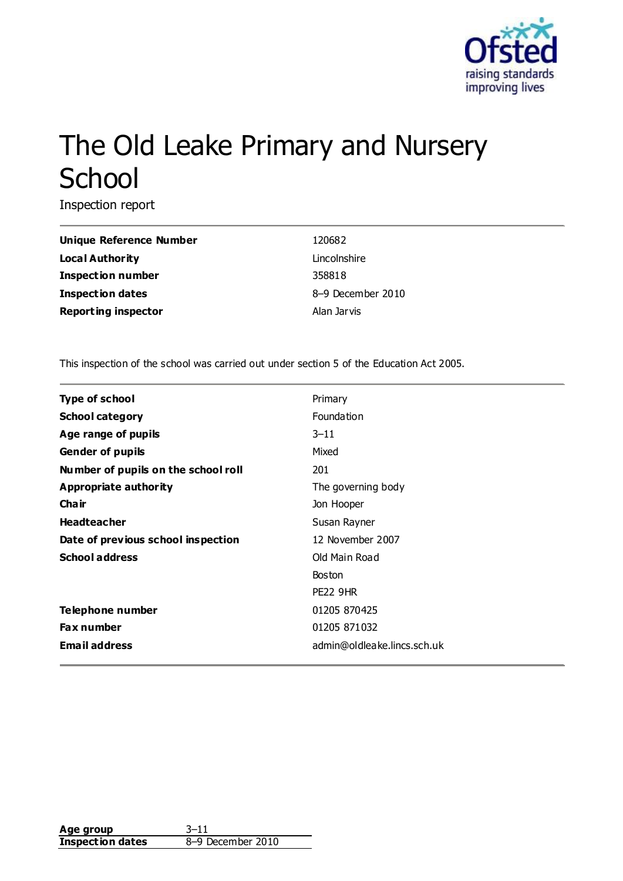# The Old Leake Primary and Nursery School

Inspection report

| | |
|---|---|
| **Unique Reference Number** | 120682 |
| **Local Authority** | Lincolnshire |
| **Inspection number** | 358818 |
| **Inspection dates** | 8–9 December 2010 |
| **Reporting inspector** | Alan Jarvis |

This inspection of the school was carried out under section 5 of the Education Act 2005.

| | |
|---|---|
| **Type of school** | Primary |
| **School category** | Foundation |
| **Age range of pupils** | 3–11 |
| **Gender of pupils** | Mixed |
| **Number of pupils on the school roll** | 201 |
| **Appropriate authority** | The governing body |
| **Chair** | Jon Hooper |
| **Headteacher** | Susan Rayner |
| **Date of previous school inspection** | 12 November 2007 |
| **School address** | Old Main Road |
| | Boston |
| | PE22 9HR |
| **Telephone number** | 01205 870425 |
| **Fax number** | 01205 871032 |
| **Email address** | admin@oldleake.lincs.sch.uk |

| | |
|---|---|
| **Age group** | 3–11 |
| **Inspection dates** | 8–9 December 2010 |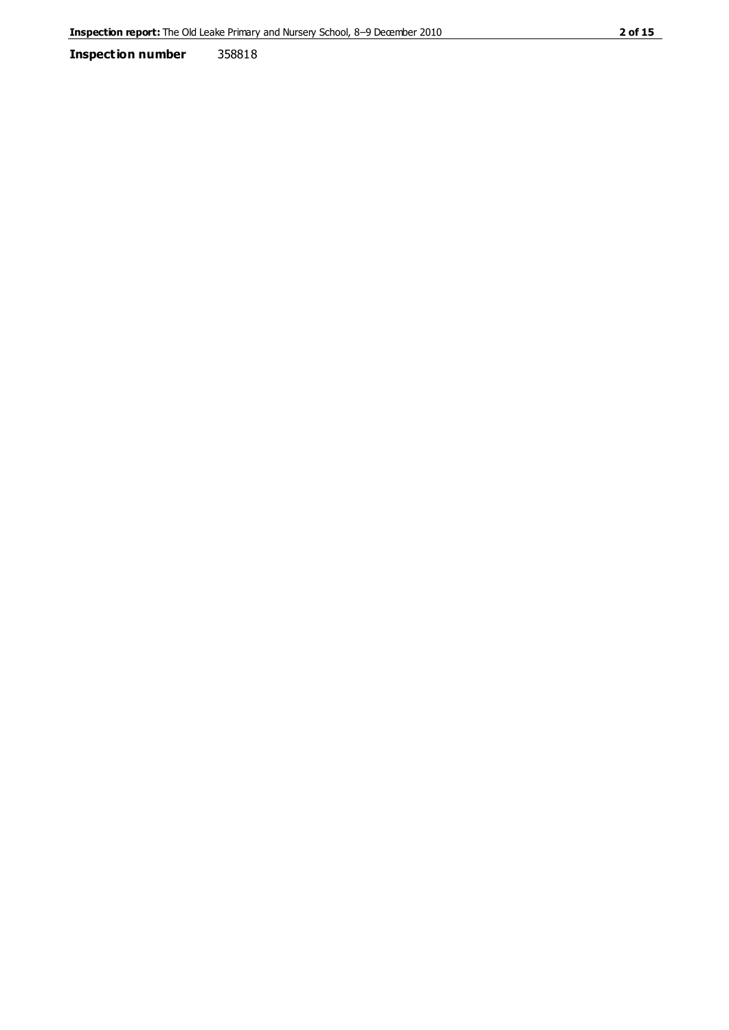**Inspection number** 358818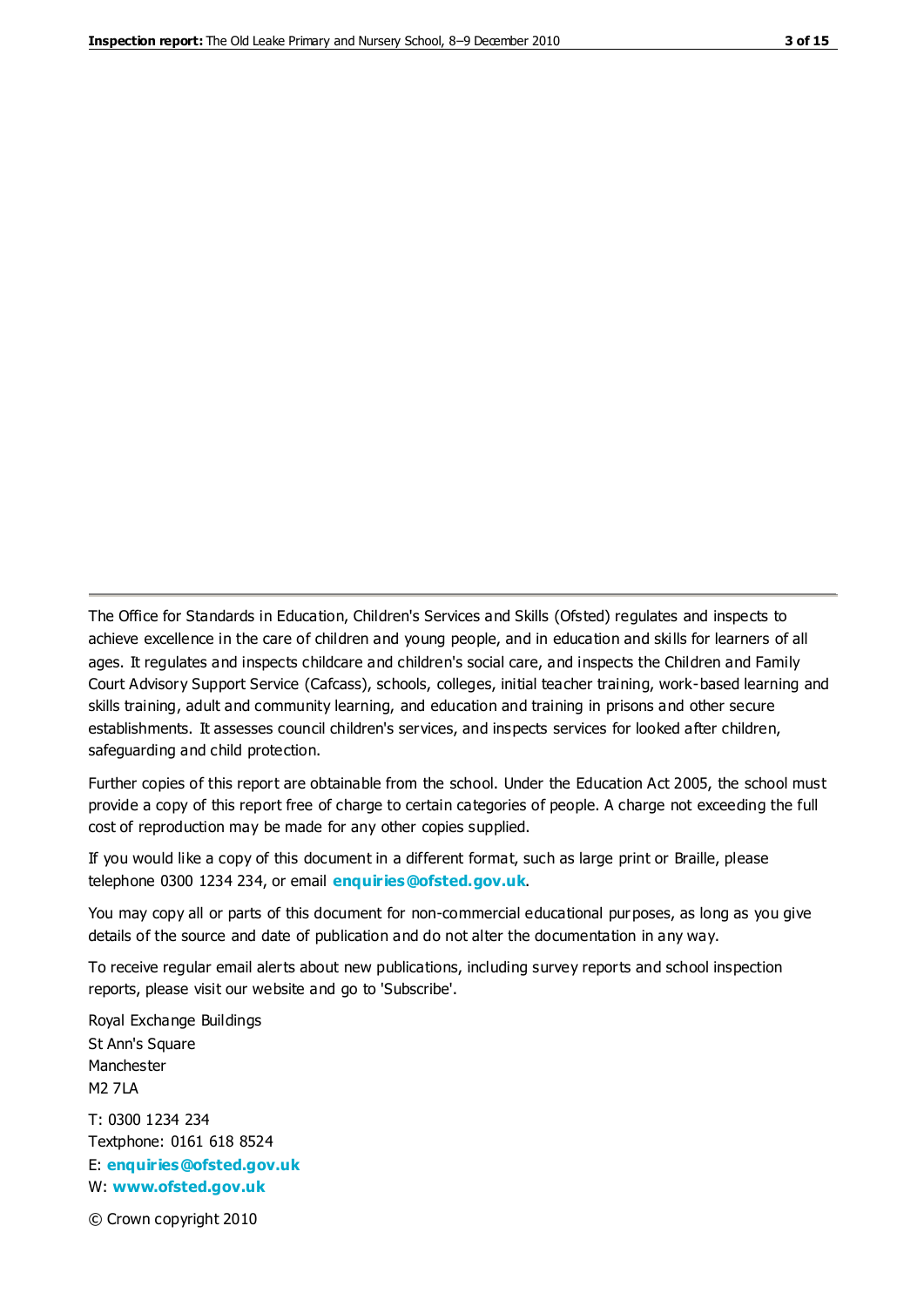The Office for Standards in Education, Children's Services and Skills (Ofsted) regulates and inspects to achieve excellence in the care of children and young people, and in education and skills for learners of all ages. It regulates and inspects childcare and children's social care, and inspects the Children and Family Court Advisory Support Service (Cafcass), schools, colleges, initial teacher training, work-based learning and skills training, adult and community learning, and education and training in prisons and other secure establishments. It assesses council children's services, and inspects services for looked after children, safeguarding and child protection.

Further copies of this report are obtainable from the school. Under the Education Act 2005, the school must provide a copy of this report free of charge to certain categories of people. A charge not exceeding the full cost of reproduction may be made for any other copies supplied.

If you would like a copy of this document in a different format, such as large print or Braille, please telephone 0300 1234 234, or email **enquiries@ofsted.gov.uk**.

You may copy all or parts of this document for non-commercial educational purposes, as long as you give details of the source and date of publication and do not alter the documentation in any way.

To receive regular email alerts about new publications, including survey reports and school inspection reports, please visit our website and go to 'Subscribe'.

Royal Exchange Buildings
St Ann's Square
Manchester
M2 7LA

T: 0300 1234 234
Textphone: 0161 618 8524
E: **enquiries@ofsted.gov.uk**
W: **www.ofsted.gov.uk**

© Crown copyright 2010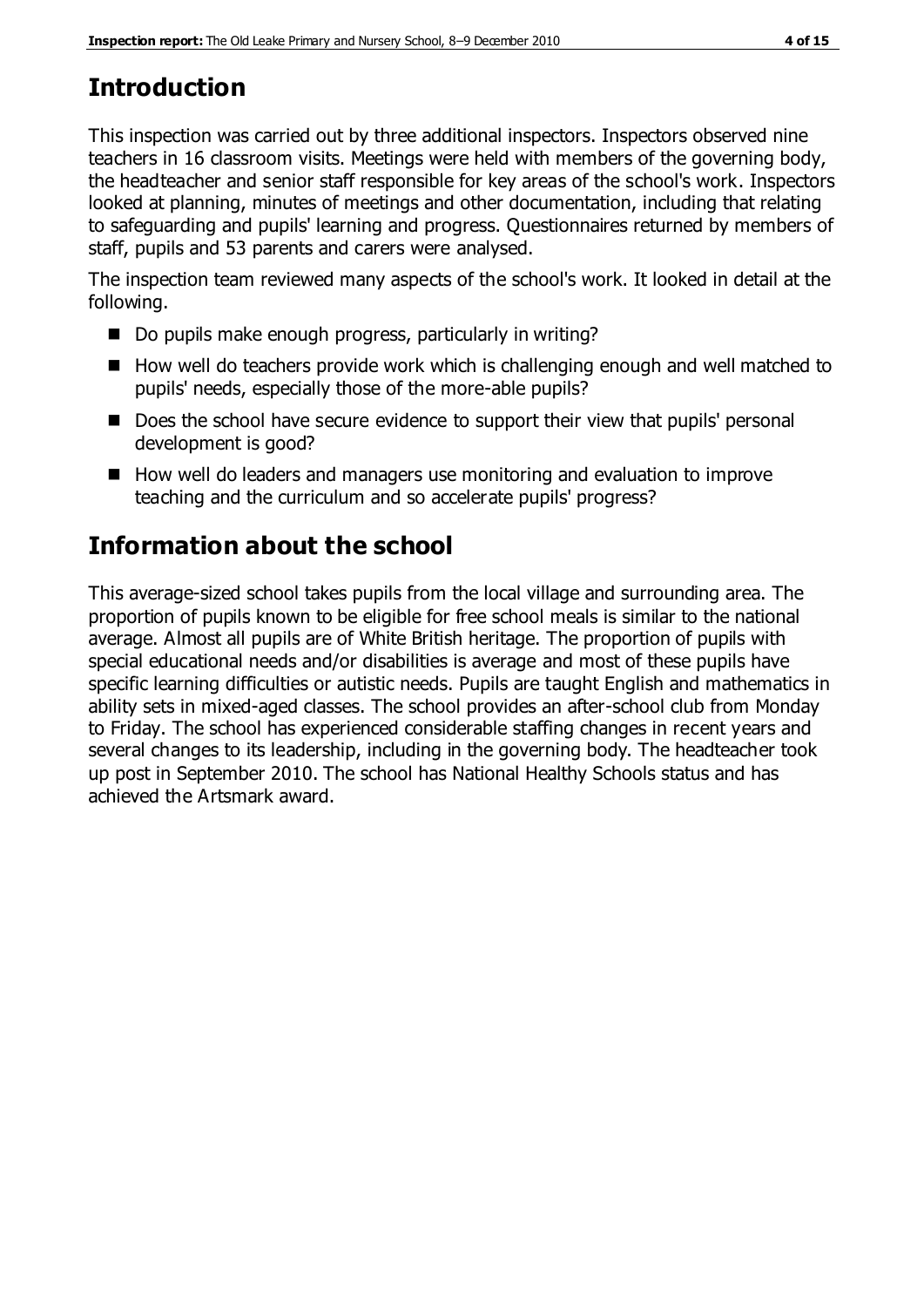# Introduction

This inspection was carried out by three additional inspectors. Inspectors observed nine teachers in 16 classroom visits. Meetings were held with members of the governing body, the headteacher and senior staff responsible for key areas of the school's work. Inspectors looked at planning, minutes of meetings and other documentation, including that relating to safeguarding and pupils' learning and progress. Questionnaires returned by members of staff, pupils and 53 parents and carers were analysed.

The inspection team reviewed many aspects of the school's work. It looked in detail at the following.

- Do pupils make enough progress, particularly in writing?
- How well do teachers provide work which is challenging enough and well matched to pupils' needs, especially those of the more-able pupils?
- Does the school have secure evidence to support their view that pupils' personal development is good?
- How well do leaders and managers use monitoring and evaluation to improve teaching and the curriculum and so accelerate pupils' progress?

# Information about the school

This average-sized school takes pupils from the local village and surrounding area. The proportion of pupils known to be eligible for free school meals is similar to the national average. Almost all pupils are of White British heritage. The proportion of pupils with special educational needs and/or disabilities is average and most of these pupils have specific learning difficulties or autistic needs. Pupils are taught English and mathematics in ability sets in mixed-aged classes. The school provides an after-school club from Monday to Friday. The school has experienced considerable staffing changes in recent years and several changes to its leadership, including in the governing body. The headteacher took up post in September 2010. The school has National Healthy Schools status and has achieved the Artsmark award.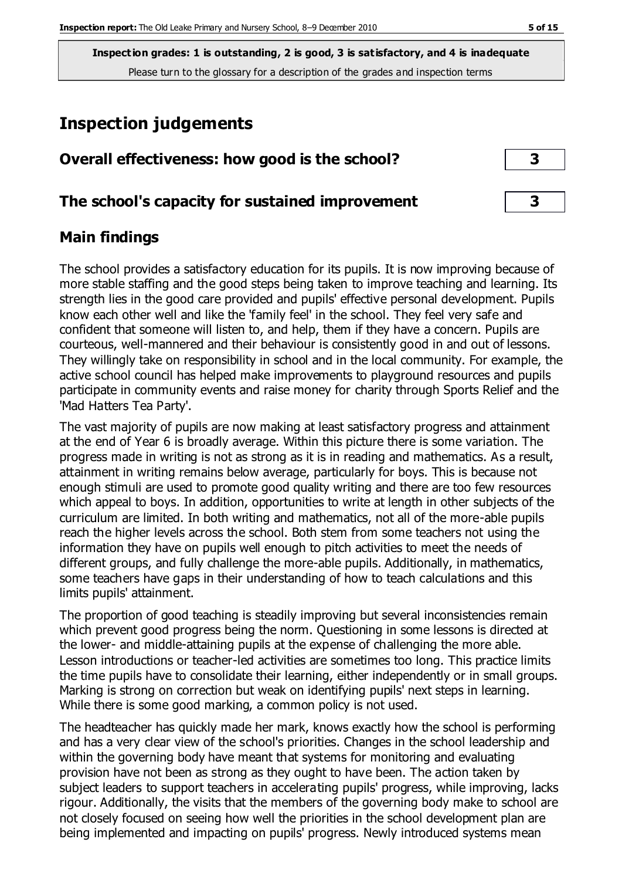**Inspection grades: 1 is outstanding, 2 is good, 3 is satisfactory, and 4 is inadequate**
Please turn to the glossary for a description of the grades and inspection terms

# Inspection judgements

| | |
|---|---|
| **Overall effectiveness: how good is the school?** | **3** |
| **The school's capacity for sustained improvement** | **3** |

## Main findings

The school provides a satisfactory education for its pupils. It is now improving because of more stable staffing and the good steps being taken to improve teaching and learning. Its strength lies in the good care provided and pupils' effective personal development. Pupils know each other well and like the 'family feel' in the school. They feel very safe and confident that someone will listen to, and help, them if they have a concern. Pupils are courteous, well-mannered and their behaviour is consistently good in and out of lessons. They willingly take on responsibility in school and in the local community. For example, the active school council has helped make improvements to playground resources and pupils participate in community events and raise money for charity through Sports Relief and the 'Mad Hatters Tea Party'.

The vast majority of pupils are now making at least satisfactory progress and attainment at the end of Year 6 is broadly average. Within this picture there is some variation. The progress made in writing is not as strong as it is in reading and mathematics. As a result, attainment in writing remains below average, particularly for boys. This is because not enough stimuli are used to promote good quality writing and there are too few resources which appeal to boys. In addition, opportunities to write at length in other subjects of the curriculum are limited. In both writing and mathematics, not all of the more-able pupils reach the higher levels across the school. Both stem from some teachers not using the information they have on pupils well enough to pitch activities to meet the needs of different groups, and fully challenge the more-able pupils. Additionally, in mathematics, some teachers have gaps in their understanding of how to teach calculations and this limits pupils' attainment.

The proportion of good teaching is steadily improving but several inconsistencies remain which prevent good progress being the norm. Questioning in some lessons is directed at the lower- and middle-attaining pupils at the expense of challenging the more able. Lesson introductions or teacher-led activities are sometimes too long. This practice limits the time pupils have to consolidate their learning, either independently or in small groups. Marking is strong on correction but weak on identifying pupils' next steps in learning. While there is some good marking, a common policy is not used.

The headteacher has quickly made her mark, knows exactly how the school is performing and has a very clear view of the school's priorities. Changes in the school leadership and within the governing body have meant that systems for monitoring and evaluating provision have not been as strong as they ought to have been. The action taken by subject leaders to support teachers in accelerating pupils' progress, while improving, lacks rigour. Additionally, the visits that the members of the governing body make to school are not closely focused on seeing how well the priorities in the school development plan are being implemented and impacting on pupils' progress. Newly introduced systems mean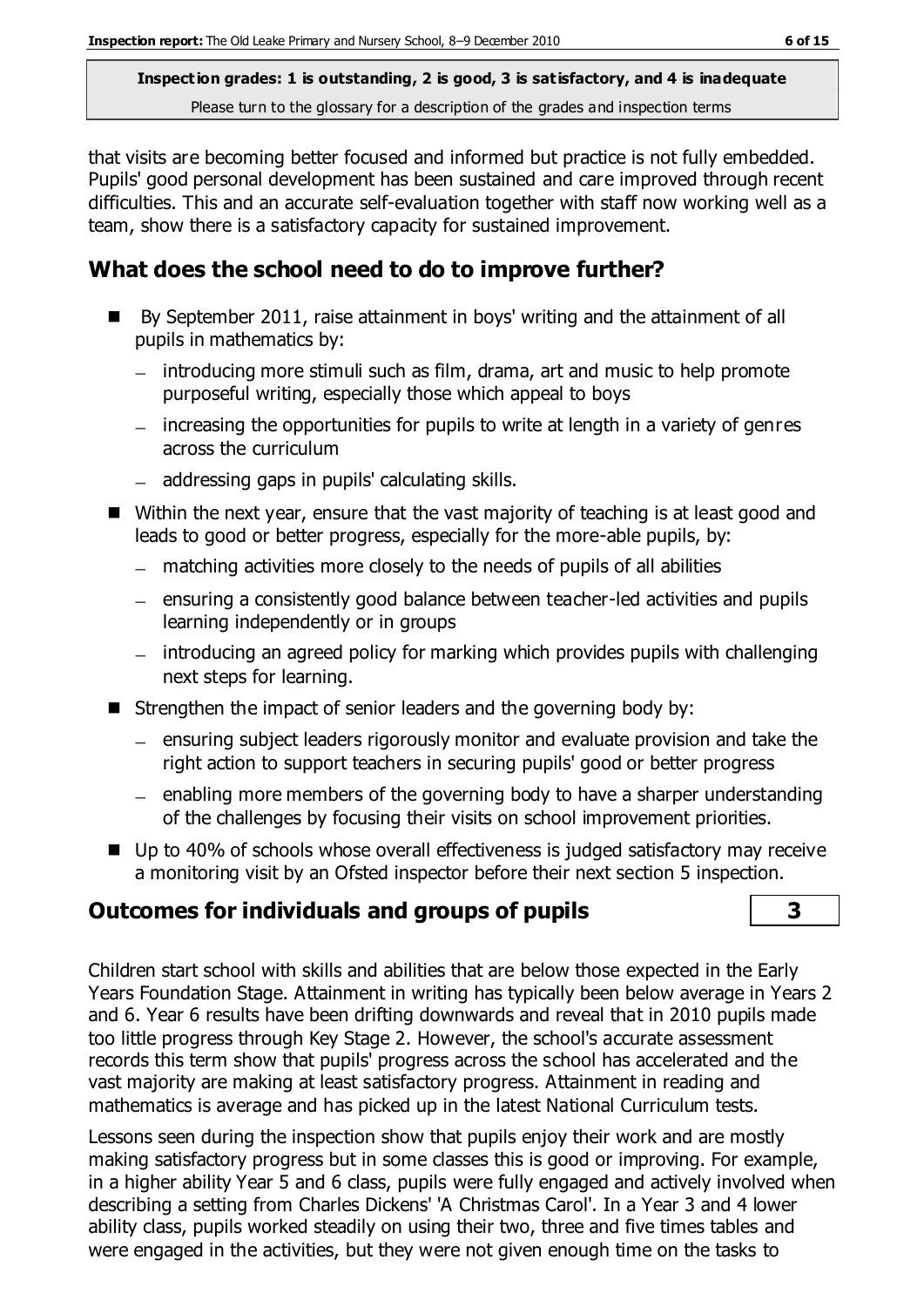that visits are becoming better focused and informed but practice is not fully embedded. Pupils' good personal development has been sustained and care improved through recent difficulties. This and an accurate self-evaluation together with staff now working well as a team, show there is a satisfactory capacity for sustained improvement.

## What does the school need to do to improve further?

- By September 2011, raise attainment in boys' writing and the attainment of all pupils in mathematics by:
  - introducing more stimuli such as film, drama, art and music to help promote purposeful writing, especially those which appeal to boys
  - increasing the opportunities for pupils to write at length in a variety of genres across the curriculum
  - addressing gaps in pupils' calculating skills.
- Within the next year, ensure that the vast majority of teaching is at least good and leads to good or better progress, especially for the more-able pupils, by:
  - matching activities more closely to the needs of pupils of all abilities
  - ensuring a consistently good balance between teacher-led activities and pupils learning independently or in groups
  - introducing an agreed policy for marking which provides pupils with challenging next steps for learning.
- Strengthen the impact of senior leaders and the governing body by:
  - ensuring subject leaders rigorously monitor and evaluate provision and take the right action to support teachers in securing pupils' good or better progress
  - enabling more members of the governing body to have a sharper understanding of the challenges by focusing their visits on school improvement priorities.
- Up to 40% of schools whose overall effectiveness is judged satisfactory may receive a monitoring visit by an Ofsted inspector before their next section 5 inspection.

## Outcomes for individuals and groups of pupils **3**

Children start school with skills and abilities that are below those expected in the Early Years Foundation Stage. Attainment in writing has typically been below average in Years 2 and 6. Year 6 results have been drifting downwards and reveal that in 2010 pupils made too little progress through Key Stage 2. However, the school's accurate assessment records this term show that pupils' progress across the school has accelerated and the vast majority are making at least satisfactory progress. Attainment in reading and mathematics is average and has picked up in the latest National Curriculum tests.

Lessons seen during the inspection show that pupils enjoy their work and are mostly making satisfactory progress but in some classes this is good or improving. For example, in a higher ability Year 5 and 6 class, pupils were fully engaged and actively involved when describing a setting from Charles Dickens' 'A Christmas Carol'. In a Year 3 and 4 lower ability class, pupils worked steadily on using their two, three and five times tables and were engaged in the activities, but they were not given enough time on the tasks to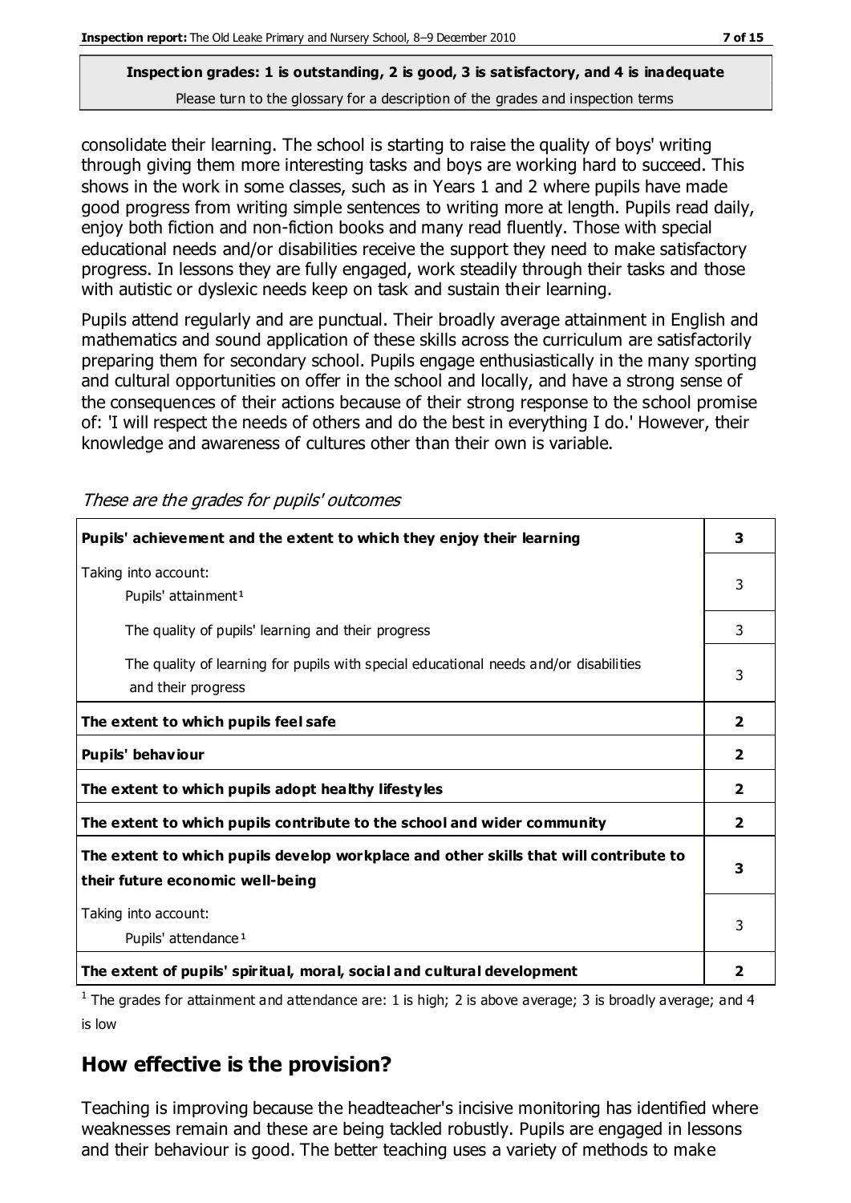**Inspection grades: 1 is outstanding, 2 is good, 3 is satisfactory, and 4 is inadequate**
Please turn to the glossary for a description of the grades and inspection terms

consolidate their learning. The school is starting to raise the quality of boys' writing through giving them more interesting tasks and boys are working hard to succeed. This shows in the work in some classes, such as in Years 1 and 2 where pupils have made good progress from writing simple sentences to writing more at length. Pupils read daily, enjoy both fiction and non-fiction books and many read fluently. Those with special educational needs and/or disabilities receive the support they need to make satisfactory progress. In lessons they are fully engaged, work steadily through their tasks and those with autistic or dyslexic needs keep on task and sustain their learning.

Pupils attend regularly and are punctual. Their broadly average attainment in English and mathematics and sound application of these skills across the curriculum are satisfactorily preparing them for secondary school. Pupils engage enthusiastically in the many sporting and cultural opportunities on offer in the school and locally, and have a strong sense of the consequences of their actions because of their strong response to the school promise of: 'I will respect the needs of others and do the best in everything I do.' However, their knowledge and awareness of cultures other than their own is variable.

*These are the grades for pupils' outcomes*

| | |
|---|---|
| **Pupils' achievement and the extent to which they enjoy their learning** | **3** |
| Taking into account:<br>Pupils' attainment[1] | 3 |
| The quality of pupils' learning and their progress | 3 |
| The quality of learning for pupils with special educational needs and/or disabilities and their progress | 3 |
| **The extent to which pupils feel safe** | **2** |
| **Pupils' behaviour** | **2** |
| **The extent to which pupils adopt healthy lifestyles** | **2** |
| **The extent to which pupils contribute to the school and wider community** | **2** |
| **The extent to which pupils develop workplace and other skills that will contribute to their future economic well-being** | **3** |
| Taking into account:<br>Pupils' attendance[1] | 3 |
| **The extent of pupils' spiritual, moral, social and cultural development** | **2** |

[1] The grades for attainment and attendance are: 1 is high; 2 is above average; 3 is broadly average; and 4 is low

## How effective is the provision?

Teaching is improving because the headteacher's incisive monitoring has identified where weaknesses remain and these are being tackled robustly. Pupils are engaged in lessons and their behaviour is good. The better teaching uses a variety of methods to make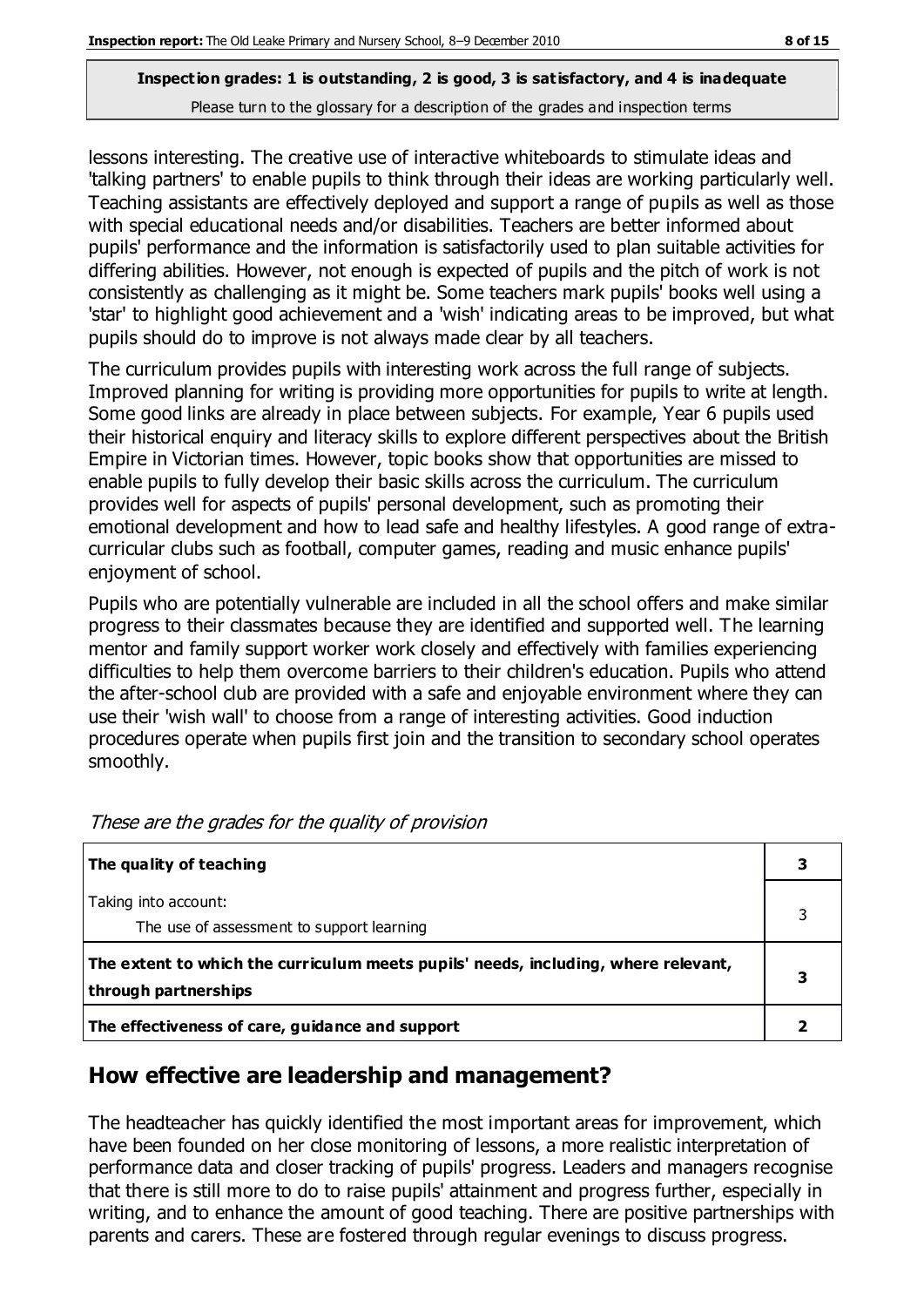**Inspection grades: 1 is outstanding, 2 is good, 3 is satisfactory, and 4 is inadequate**
Please turn to the glossary for a description of the grades and inspection terms

lessons interesting. The creative use of interactive whiteboards to stimulate ideas and 'talking partners' to enable pupils to think through their ideas are working particularly well. Teaching assistants are effectively deployed and support a range of pupils as well as those with special educational needs and/or disabilities. Teachers are better informed about pupils' performance and the information is satisfactorily used to plan suitable activities for differing abilities. However, not enough is expected of pupils and the pitch of work is not consistently as challenging as it might be. Some teachers mark pupils' books well using a 'star' to highlight good achievement and a 'wish' indicating areas to be improved, but what pupils should do to improve is not always made clear by all teachers.

The curriculum provides pupils with interesting work across the full range of subjects. Improved planning for writing is providing more opportunities for pupils to write at length. Some good links are already in place between subjects. For example, Year 6 pupils used their historical enquiry and literacy skills to explore different perspectives about the British Empire in Victorian times. However, topic books show that opportunities are missed to enable pupils to fully develop their basic skills across the curriculum. The curriculum provides well for aspects of pupils' personal development, such as promoting their emotional development and how to lead safe and healthy lifestyles. A good range of extra-curricular clubs such as football, computer games, reading and music enhance pupils' enjoyment of school.

Pupils who are potentially vulnerable are included in all the school offers and make similar progress to their classmates because they are identified and supported well. The learning mentor and family support worker work closely and effectively with families experiencing difficulties to help them overcome barriers to their children's education. Pupils who attend the after-school club are provided with a safe and enjoyable environment where they can use their 'wish wall' to choose from a range of interesting activities. Good induction procedures operate when pupils first join and the transition to secondary school operates smoothly.

*These are the grades for the quality of provision*

| | |
|---|---|
| **The quality of teaching** | **3** |
| Taking into account:<br>The use of assessment to support learning | 3 |
| **The extent to which the curriculum meets pupils' needs, including, where relevant, through partnerships** | **3** |
| **The effectiveness of care, guidance and support** | **2** |

## How effective are leadership and management?

The headteacher has quickly identified the most important areas for improvement, which have been founded on her close monitoring of lessons, a more realistic interpretation of performance data and closer tracking of pupils' progress. Leaders and managers recognise that there is still more to do to raise pupils' attainment and progress further, especially in writing, and to enhance the amount of good teaching. There are positive partnerships with parents and carers. These are fostered through regular evenings to discuss progress.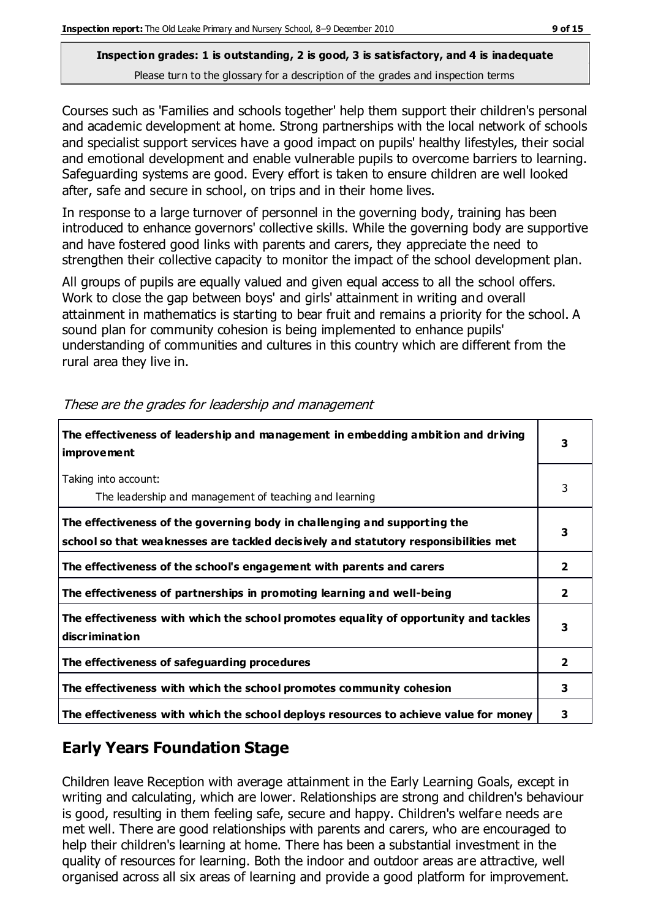**Inspection grades: 1 is outstanding, 2 is good, 3 is satisfactory, and 4 is inadequate**
Please turn to the glossary for a description of the grades and inspection terms

Courses such as 'Families and schools together' help them support their children's personal and academic development at home. Strong partnerships with the local network of schools and specialist support services have a good impact on pupils' healthy lifestyles, their social and emotional development and enable vulnerable pupils to overcome barriers to learning. Safeguarding systems are good. Every effort is taken to ensure children are well looked after, safe and secure in school, on trips and in their home lives.

In response to a large turnover of personnel in the governing body, training has been introduced to enhance governors' collective skills. While the governing body are supportive and have fostered good links with parents and carers, they appreciate the need to strengthen their collective capacity to monitor the impact of the school development plan.

All groups of pupils are equally valued and given equal access to all the school offers. Work to close the gap between boys' and girls' attainment in writing and overall attainment in mathematics is starting to bear fruit and remains a priority for the school. A sound plan for community cohesion is being implemented to enhance pupils' understanding of communities and cultures in this country which are different from the rural area they live in.

*These are the grades for leadership and management*

| | |
|---|---|
| **The effectiveness of leadership and management in embedding ambition and driving improvement** | **3** |
| Taking into account:<br>The leadership and management of teaching and learning | 3 |
| **The effectiveness of the governing body in challenging and supporting the school so that weaknesses are tackled decisively and statutory responsibilities met** | **3** |
| **The effectiveness of the school's engagement with parents and carers** | **2** |
| **The effectiveness of partnerships in promoting learning and well-being** | **2** |
| **The effectiveness with which the school promotes equality of opportunity and tackles discrimination** | **3** |
| **The effectiveness of safeguarding procedures** | **2** |
| **The effectiveness with which the school promotes community cohesion** | **3** |
| **The effectiveness with which the school deploys resources to achieve value for money** | **3** |

## Early Years Foundation Stage

Children leave Reception with average attainment in the Early Learning Goals, except in writing and calculating, which are lower. Relationships are strong and children's behaviour is good, resulting in them feeling safe, secure and happy. Children's welfare needs are met well. There are good relationships with parents and carers, who are encouraged to help their children's learning at home. There has been a substantial investment in the quality of resources for learning. Both the indoor and outdoor areas are attractive, well organised across all six areas of learning and provide a good platform for improvement.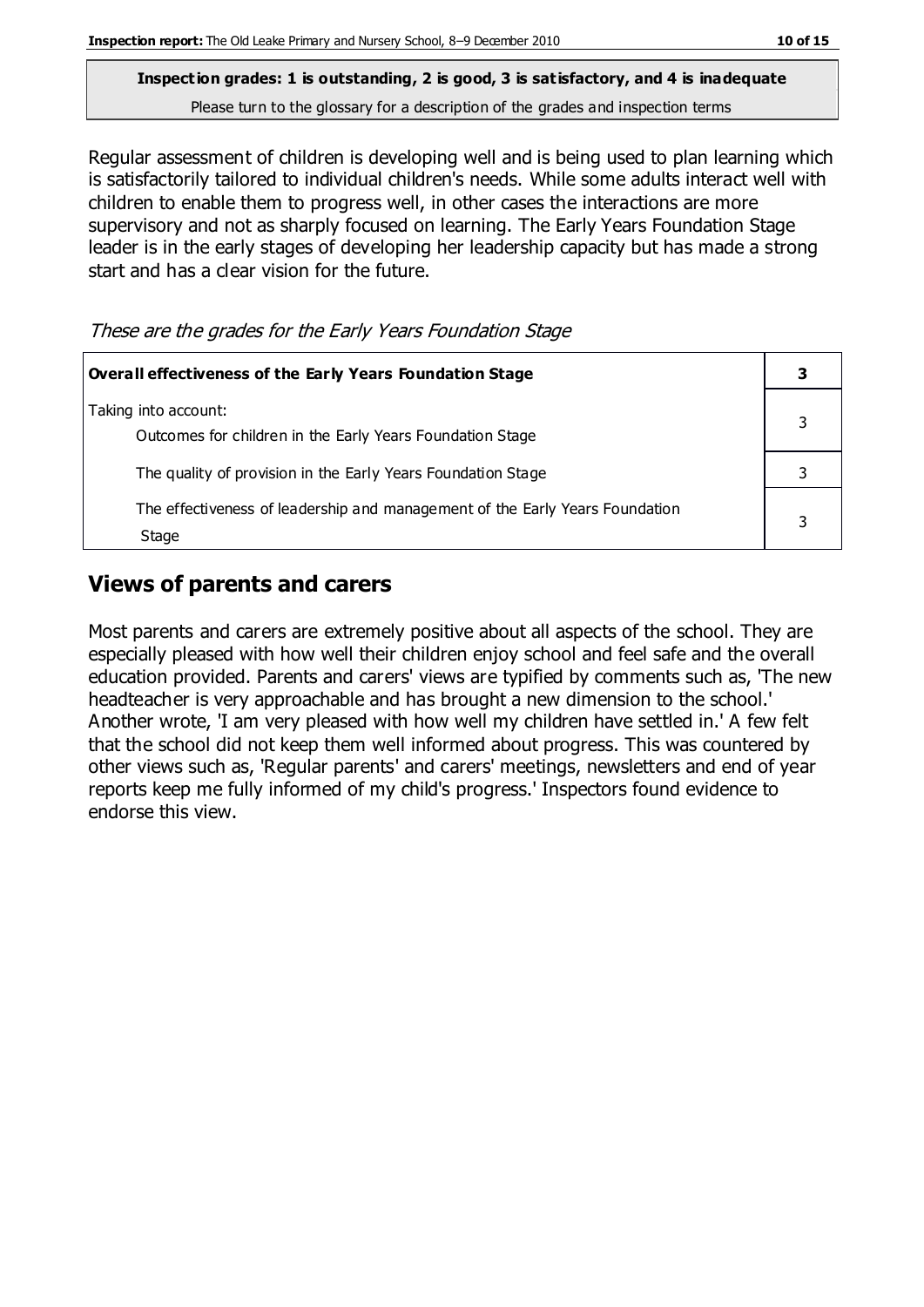**Inspection grades: 1 is outstanding, 2 is good, 3 is satisfactory, and 4 is inadequate**
Please turn to the glossary for a description of the grades and inspection terms

Regular assessment of children is developing well and is being used to plan learning which is satisfactorily tailored to individual children's needs. While some adults interact well with children to enable them to progress well, in other cases the interactions are more supervisory and not as sharply focused on learning. The Early Years Foundation Stage leader is in the early stages of developing her leadership capacity but has made a strong start and has a clear vision for the future.

*These are the grades for the Early Years Foundation Stage*

| **Overall effectiveness of the Early Years Foundation Stage** | **3** |
|---|---|
| Taking into account:<br>Outcomes for children in the Early Years Foundation Stage | 3 |
| The quality of provision in the Early Years Foundation Stage | 3 |
| The effectiveness of leadership and management of the Early Years Foundation Stage | 3 |

## Views of parents and carers

Most parents and carers are extremely positive about all aspects of the school. They are especially pleased with how well their children enjoy school and feel safe and the overall education provided. Parents and carers' views are typified by comments such as, 'The new headteacher is very approachable and has brought a new dimension to the school.' Another wrote, 'I am very pleased with how well my children have settled in.' A few felt that the school did not keep them well informed about progress. This was countered by other views such as, 'Regular parents' and carers' meetings, newsletters and end of year reports keep me fully informed of my child's progress.' Inspectors found evidence to endorse this view.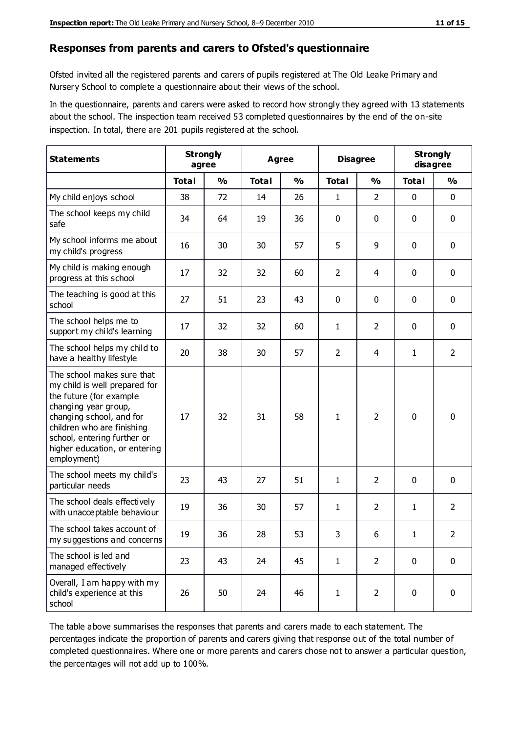## Responses from parents and carers to Ofsted's questionnaire

Ofsted invited all the registered parents and carers of pupils registered at The Old Leake Primary and Nursery School to complete a questionnaire about their views of the school.

In the questionnaire, parents and carers were asked to record how strongly they agreed with 13 statements about the school. The inspection team received 53 completed questionnaires by the end of the on-site inspection. In total, there are 201 pupils registered at the school.

| Statements | Strongly agree | | Agree | | Disagree | | Strongly disagree | |
|---|---|---|---|---|---|---|---|---|
| | Total | % | Total | % | Total | % | Total | % |
| My child enjoys school | 38 | 72 | 14 | 26 | 1 | 2 | 0 | 0 |
| The school keeps my child safe | 34 | 64 | 19 | 36 | 0 | 0 | 0 | 0 |
| My school informs me about my child's progress | 16 | 30 | 30 | 57 | 5 | 9 | 0 | 0 |
| My child is making enough progress at this school | 17 | 32 | 32 | 60 | 2 | 4 | 0 | 0 |
| The teaching is good at this school | 27 | 51 | 23 | 43 | 0 | 0 | 0 | 0 |
| The school helps me to support my child's learning | 17 | 32 | 32 | 60 | 1 | 2 | 0 | 0 |
| The school helps my child to have a healthy lifestyle | 20 | 38 | 30 | 57 | 2 | 4 | 1 | 2 |
| The school makes sure that my child is well prepared for the future (for example changing year group, changing school, and for children who are finishing school, entering further or higher education, or entering employment) | 17 | 32 | 31 | 58 | 1 | 2 | 0 | 0 |
| The school meets my child's particular needs | 23 | 43 | 27 | 51 | 1 | 2 | 0 | 0 |
| The school deals effectively with unacceptable behaviour | 19 | 36 | 30 | 57 | 1 | 2 | 1 | 2 |
| The school takes account of my suggestions and concerns | 19 | 36 | 28 | 53 | 3 | 6 | 1 | 2 |
| The school is led and managed effectively | 23 | 43 | 24 | 45 | 1 | 2 | 0 | 0 |
| Overall, I am happy with my child's experience at this school | 26 | 50 | 24 | 46 | 1 | 2 | 0 | 0 |

The table above summarises the responses that parents and carers made to each statement. The percentages indicate the proportion of parents and carers giving that response out of the total number of completed questionnaires. Where one or more parents and carers chose not to answer a particular question, the percentages will not add up to 100%.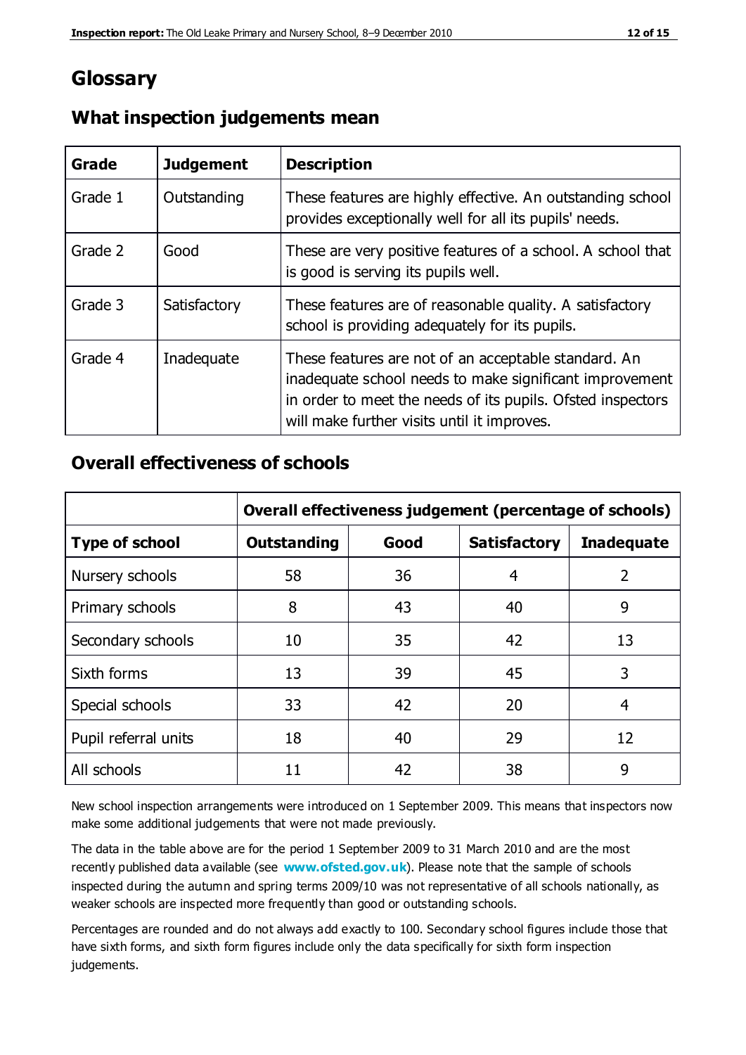# Glossary

## What inspection judgements mean

| Grade | Judgement | Description |
|---|---|---|
| Grade 1 | Outstanding | These features are highly effective. An outstanding school provides exceptionally well for all its pupils' needs. |
| Grade 2 | Good | These are very positive features of a school. A school that is good is serving its pupils well. |
| Grade 3 | Satisfactory | These features are of reasonable quality. A satisfactory school is providing adequately for its pupils. |
| Grade 4 | Inadequate | These features are not of an acceptable standard. An inadequate school needs to make significant improvement in order to meet the needs of its pupils. Ofsted inspectors will make further visits until it improves. |

## Overall effectiveness of schools

| | Overall effectiveness judgement (percentage of schools) | | | |
|---|---|---|---|---|
| **Type of school** | **Outstanding** | **Good** | **Satisfactory** | **Inadequate** |
| Nursery schools | 58 | 36 | 4 | 2 |
| Primary schools | 8 | 43 | 40 | 9 |
| Secondary schools | 10 | 35 | 42 | 13 |
| Sixth forms | 13 | 39 | 45 | 3 |
| Special schools | 33 | 42 | 20 | 4 |
| Pupil referral units | 18 | 40 | 29 | 12 |
| All schools | 11 | 42 | 38 | 9 |

New school inspection arrangements were introduced on 1 September 2009. This means that inspectors now make some additional judgements that were not made previously.

The data in the table above are for the period 1 September 2009 to 31 March 2010 and are the most recently published data available (see **www.ofsted.gov.uk**). Please note that the sample of schools inspected during the autumn and spring terms 2009/10 was not representative of all schools nationally, as weaker schools are inspected more frequently than good or outstanding schools.

Percentages are rounded and do not always add exactly to 100. Secondary school figures include those that have sixth forms, and sixth form figures include only the data specifically for sixth form inspection judgements.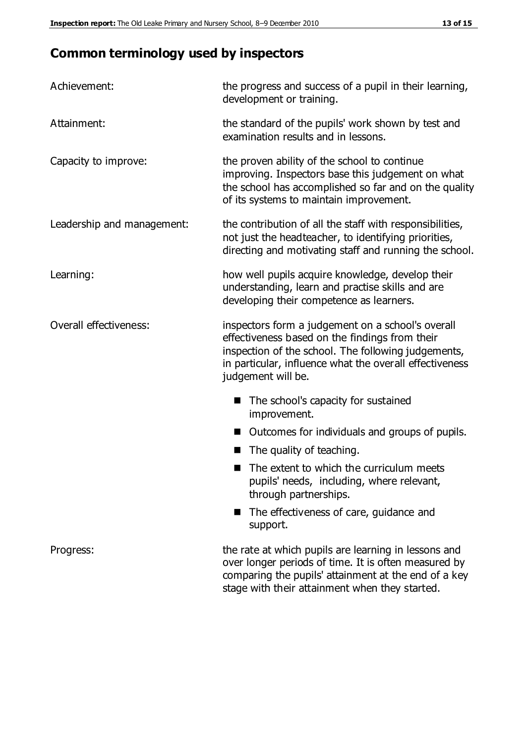## Common terminology used by inspectors

**Achievement:** the progress and success of a pupil in their learning, development or training.

**Attainment:** the standard of the pupils' work shown by test and examination results and in lessons.

**Capacity to improve:** the proven ability of the school to continue improving. Inspectors base this judgement on what the school has accomplished so far and on the quality of its systems to maintain improvement.

**Leadership and management:** the contribution of all the staff with responsibilities, not just the headteacher, to identifying priorities, directing and motivating staff and running the school.

**Learning:** how well pupils acquire knowledge, develop their understanding, learn and practise skills and are developing their competence as learners.

**Overall effectiveness:** inspectors form a judgement on a school's overall effectiveness based on the findings from their inspection of the school. The following judgements, in particular, influence what the overall effectiveness judgement will be.

- The school's capacity for sustained improvement.
- Outcomes for individuals and groups of pupils.
- The quality of teaching.
- The extent to which the curriculum meets pupils' needs, including, where relevant, through partnerships.
- The effectiveness of care, guidance and support.

**Progress:** the rate at which pupils are learning in lessons and over longer periods of time. It is often measured by comparing the pupils' attainment at the end of a key stage with their attainment when they started.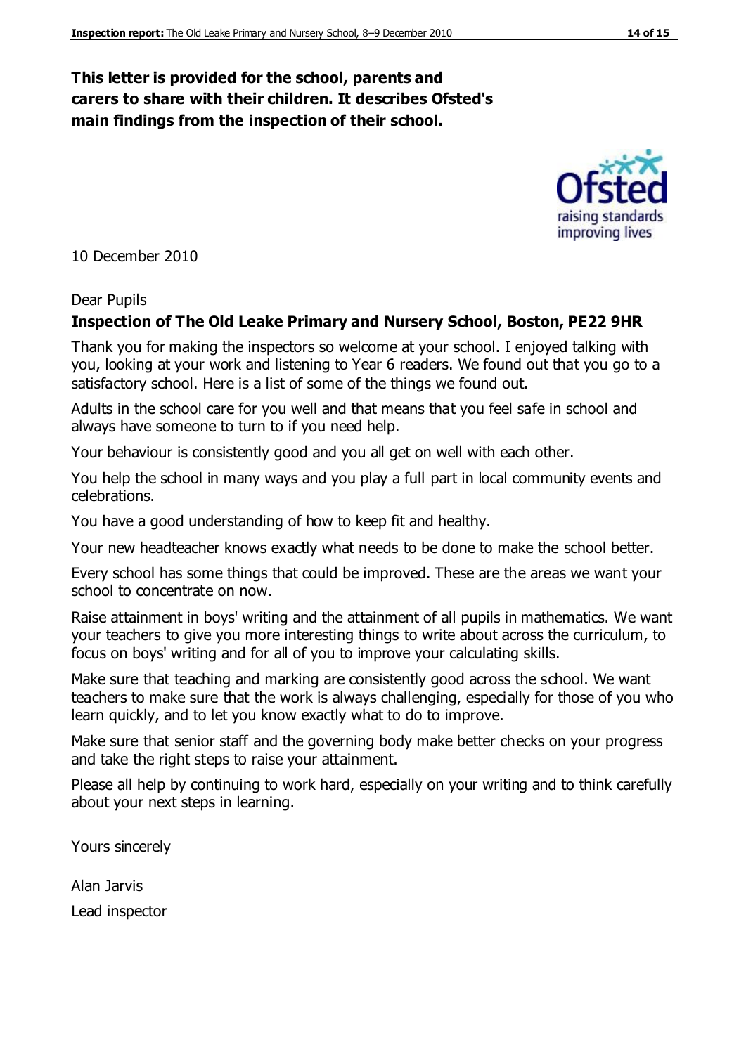**This letter is provided for the school, parents and carers to share with their children. It describes Ofsted's main findings from the inspection of their school.**

10 December 2010

Dear Pupils

**Inspection of The Old Leake Primary and Nursery School, Boston, PE22 9HR**

Thank you for making the inspectors so welcome at your school. I enjoyed talking with you, looking at your work and listening to Year 6 readers. We found out that you go to a satisfactory school. Here is a list of some of the things we found out.

Adults in the school care for you well and that means that you feel safe in school and always have someone to turn to if you need help.

Your behaviour is consistently good and you all get on well with each other.

You help the school in many ways and you play a full part in local community events and celebrations.

You have a good understanding of how to keep fit and healthy.

Your new headteacher knows exactly what needs to be done to make the school better.

Every school has some things that could be improved. These are the areas we want your school to concentrate on now.

Raise attainment in boys' writing and the attainment of all pupils in mathematics. We want your teachers to give you more interesting things to write about across the curriculum, to focus on boys' writing and for all of you to improve your calculating skills.

Make sure that teaching and marking are consistently good across the school. We want teachers to make sure that the work is always challenging, especially for those of you who learn quickly, and to let you know exactly what to do to improve.

Make sure that senior staff and the governing body make better checks on your progress and take the right steps to raise your attainment.

Please all help by continuing to work hard, especially on your writing and to think carefully about your next steps in learning.

Yours sincerely

Alan Jarvis

Lead inspector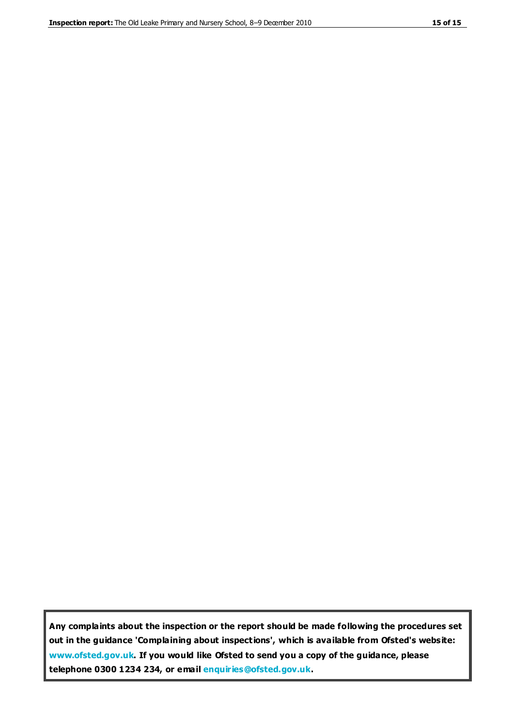**Any complaints about the inspection or the report should be made following the procedures set out in the guidance 'Complaining about inspections', which is available from Ofsted's website: www.ofsted.gov.uk. If you would like Ofsted to send you a copy of the guidance, please telephone 0300 1234 234, or email enquiries@ofsted.gov.uk.**